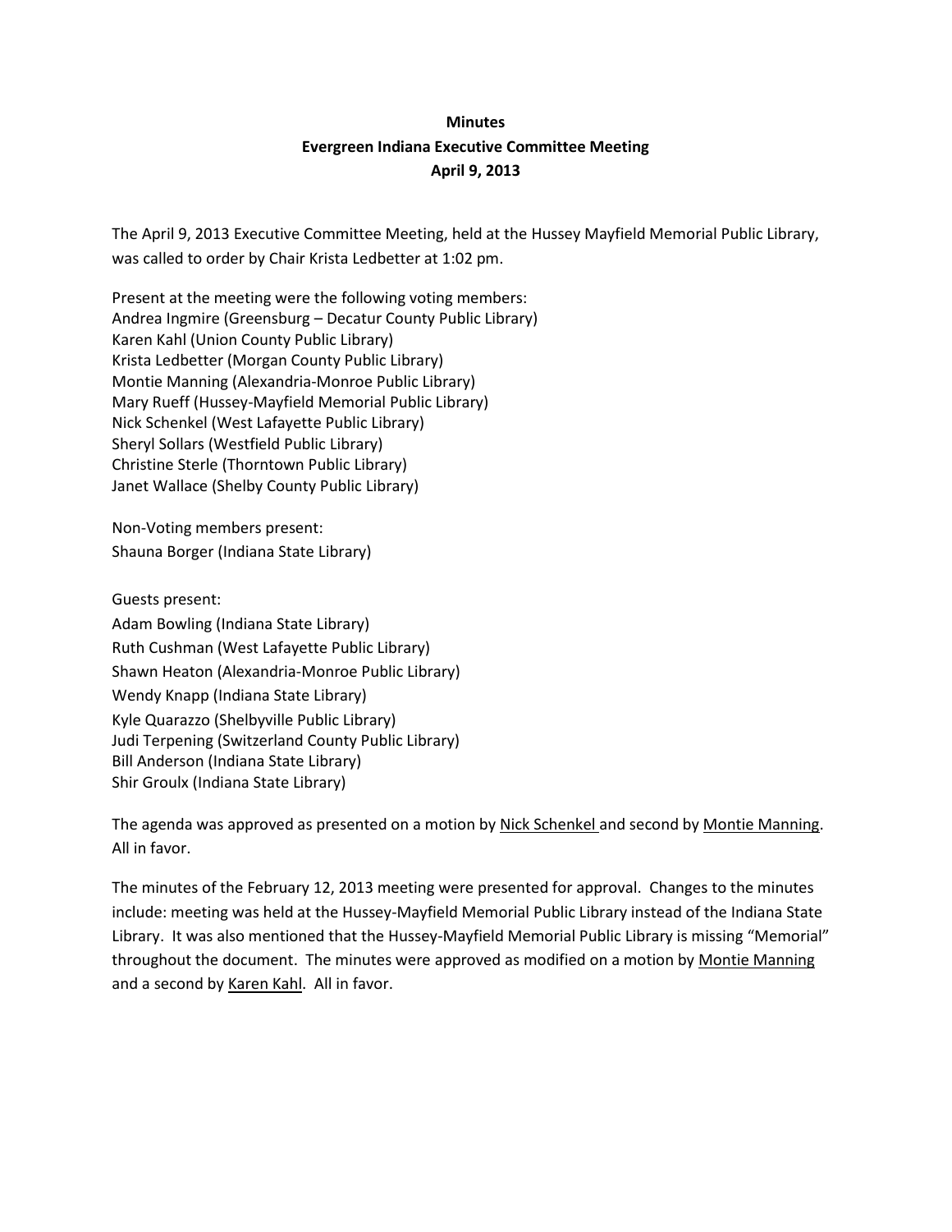**Minutes**
**Evergreen Indiana Executive Committee Meeting**
**April 9, 2013**

The April 9, 2013 Executive Committee Meeting, held at the Hussey Mayfield Memorial Public Library, was called to order by Chair Krista Ledbetter at 1:02 pm.

Present at the meeting were the following voting members:
Andrea Ingmire (Greensburg – Decatur County Public Library)
Karen Kahl (Union County Public Library)
Krista Ledbetter (Morgan County Public Library)
Montie Manning (Alexandria-Monroe Public Library)
Mary Rueff (Hussey-Mayfield Memorial Public Library)
Nick Schenkel (West Lafayette Public Library)
Sheryl Sollars (Westfield Public Library)
Christine Sterle (Thorntown Public Library)
Janet Wallace (Shelby County Public Library)

Non-Voting members present:
Shauna Borger (Indiana State Library)

Guests present:
Adam Bowling (Indiana State Library)
Ruth Cushman (West Lafayette Public Library)
Shawn Heaton (Alexandria-Monroe Public Library)
Wendy Knapp (Indiana State Library)
Kyle Quarazzo (Shelbyville Public Library)
Judi Terpening (Switzerland County Public Library)
Bill Anderson (Indiana State Library)
Shir Groulx (Indiana State Library)

The agenda was approved as presented on a motion by Nick Schenkel and second by Montie Manning. All in favor.

The minutes of the February 12, 2013 meeting were presented for approval. Changes to the minutes include: meeting was held at the Hussey-Mayfield Memorial Public Library instead of the Indiana State Library. It was also mentioned that the Hussey-Mayfield Memorial Public Library is missing "Memorial" throughout the document. The minutes were approved as modified on a motion by Montie Manning and a second by Karen Kahl. All in favor.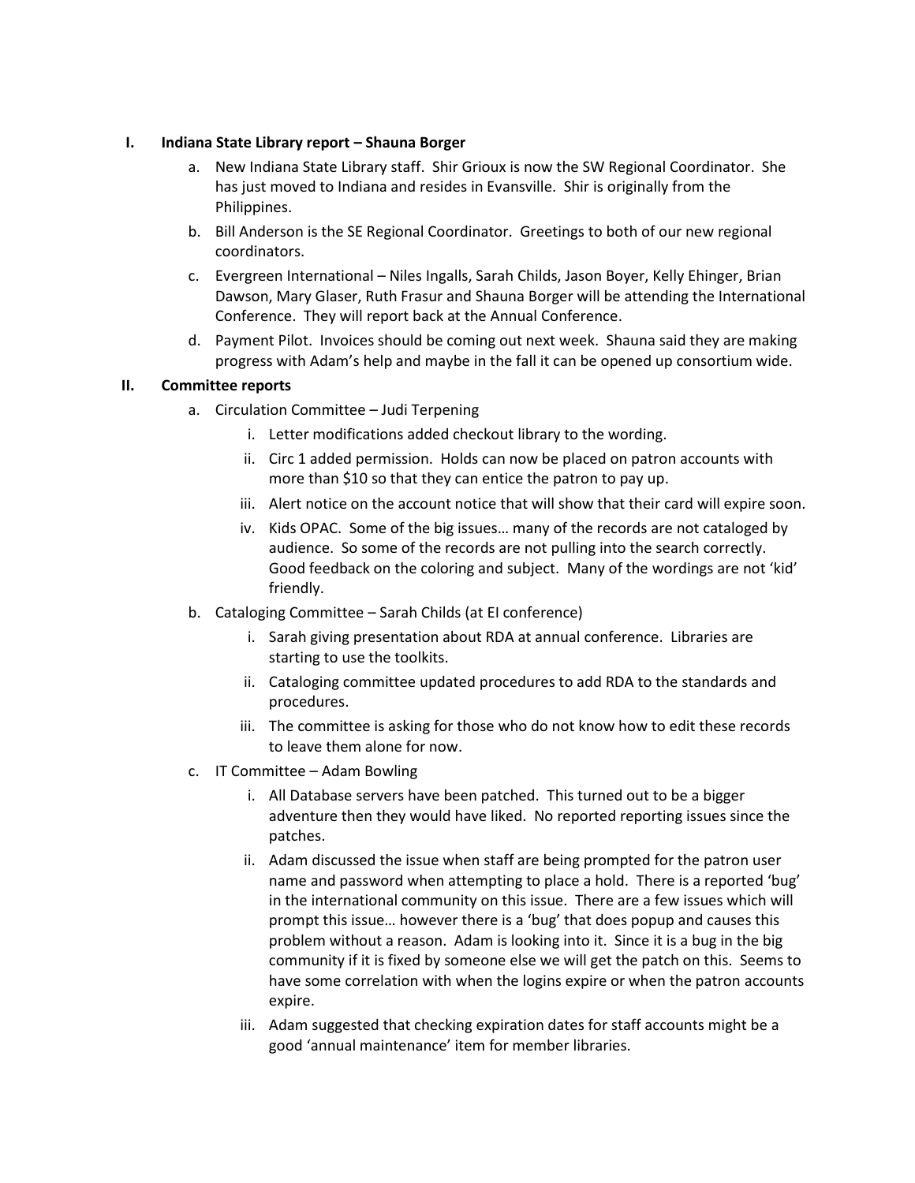**I. Indiana State Library report – Shauna Borger**

a. New Indiana State Library staff. Shir Grioux is now the SW Regional Coordinator. She has just moved to Indiana and resides in Evansville. Shir is originally from the Philippines.

b. Bill Anderson is the SE Regional Coordinator. Greetings to both of our new regional coordinators.

c. Evergreen International – Niles Ingalls, Sarah Childs, Jason Boyer, Kelly Ehinger, Brian Dawson, Mary Glaser, Ruth Frasur and Shauna Borger will be attending the International Conference. They will report back at the Annual Conference.

d. Payment Pilot. Invoices should be coming out next week. Shauna said they are making progress with Adam's help and maybe in the fall it can be opened up consortium wide.

**II. Committee reports**

a. Circulation Committee – Judi Terpening

   i. Letter modifications added checkout library to the wording.

   ii. Circ 1 added permission. Holds can now be placed on patron accounts with more than $10 so that they can entice the patron to pay up.

   iii. Alert notice on the account notice that will show that their card will expire soon.

   iv. Kids OPAC. Some of the big issues… many of the records are not cataloged by audience. So some of the records are not pulling into the search correctly. Good feedback on the coloring and subject. Many of the wordings are not 'kid' friendly.

b. Cataloging Committee – Sarah Childs (at EI conference)

   i. Sarah giving presentation about RDA at annual conference. Libraries are starting to use the toolkits.

   ii. Cataloging committee updated procedures to add RDA to the standards and procedures.

   iii. The committee is asking for those who do not know how to edit these records to leave them alone for now.

c. IT Committee – Adam Bowling

   i. All Database servers have been patched. This turned out to be a bigger adventure then they would have liked. No reported reporting issues since the patches.

   ii. Adam discussed the issue when staff are being prompted for the patron user name and password when attempting to place a hold. There is a reported 'bug' in the international community on this issue. There are a few issues which will prompt this issue… however there is a 'bug' that does popup and causes this problem without a reason. Adam is looking into it. Since it is a bug in the big community if it is fixed by someone else we will get the patch on this. Seems to have some correlation with when the logins expire or when the patron accounts expire.

   iii. Adam suggested that checking expiration dates for staff accounts might be a good 'annual maintenance' item for member libraries.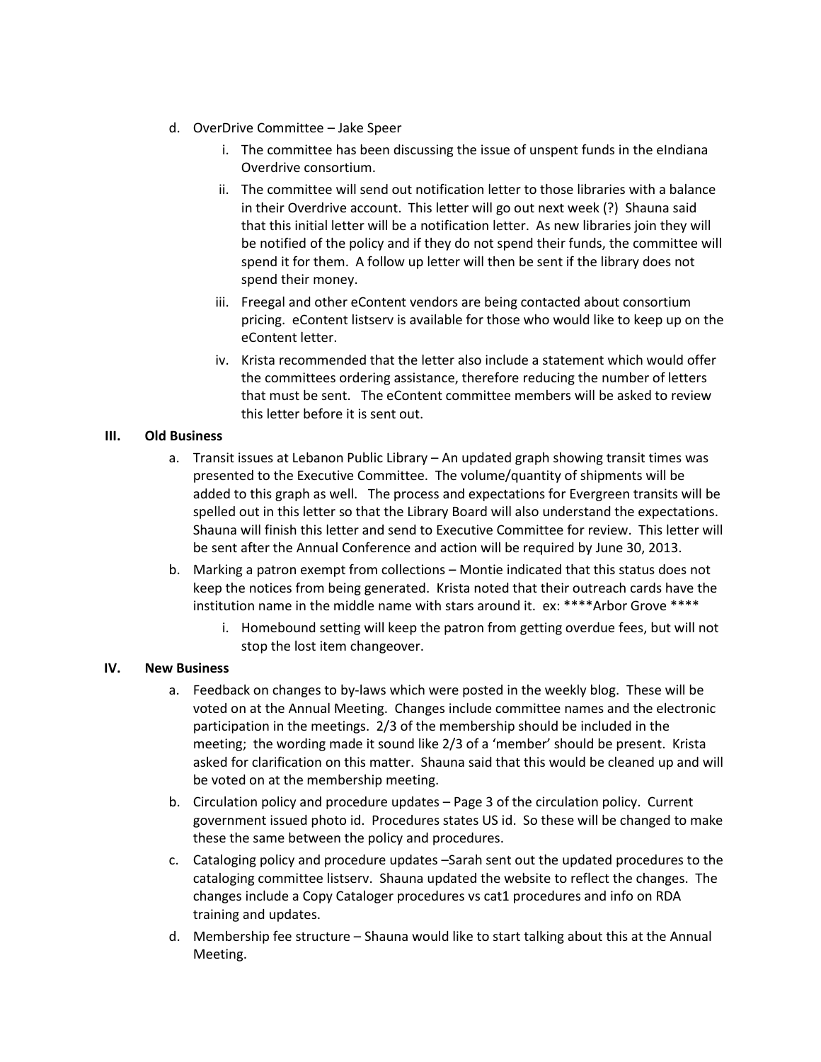d. OverDrive Committee – Jake Speer
   i. The committee has been discussing the issue of unspent funds in the eIndiana Overdrive consortium.
   ii. The committee will send out notification letter to those libraries with a balance in their Overdrive account. This letter will go out next week (?) Shauna said that this initial letter will be a notification letter. As new libraries join they will be notified of the policy and if they do not spend their funds, the committee will spend it for them. A follow up letter will then be sent if the library does not spend their money.
   iii. Freegal and other eContent vendors are being contacted about consortium pricing. eContent listserv is available for those who would like to keep up on the eContent letter.
   iv. Krista recommended that the letter also include a statement which would offer the committees ordering assistance, therefore reducing the number of letters that must be sent. The eContent committee members will be asked to review this letter before it is sent out.

**III. Old Business**

a. Transit issues at Lebanon Public Library – An updated graph showing transit times was presented to the Executive Committee. The volume/quantity of shipments will be added to this graph as well. The process and expectations for Evergreen transits will be spelled out in this letter so that the Library Board will also understand the expectations. Shauna will finish this letter and send to Executive Committee for review. This letter will be sent after the Annual Conference and action will be required by June 30, 2013.

b. Marking a patron exempt from collections – Montie indicated that this status does not keep the notices from being generated. Krista noted that their outreach cards have the institution name in the middle name with stars around it. ex: ****Arbor Grove ****
   i. Homebound setting will keep the patron from getting overdue fees, but will not stop the lost item changeover.

**IV. New Business**

a. Feedback on changes to by-laws which were posted in the weekly blog. These will be voted on at the Annual Meeting. Changes include committee names and the electronic participation in the meetings. 2/3 of the membership should be included in the meeting; the wording made it sound like 2/3 of a 'member' should be present. Krista asked for clarification on this matter. Shauna said that this would be cleaned up and will be voted on at the membership meeting.

b. Circulation policy and procedure updates – Page 3 of the circulation policy. Current government issued photo id. Procedures states US id. So these will be changed to make these the same between the policy and procedures.

c. Cataloging policy and procedure updates –Sarah sent out the updated procedures to the cataloging committee listserv. Shauna updated the website to reflect the changes. The changes include a Copy Cataloger procedures vs cat1 procedures and info on RDA training and updates.

d. Membership fee structure – Shauna would like to start talking about this at the Annual Meeting.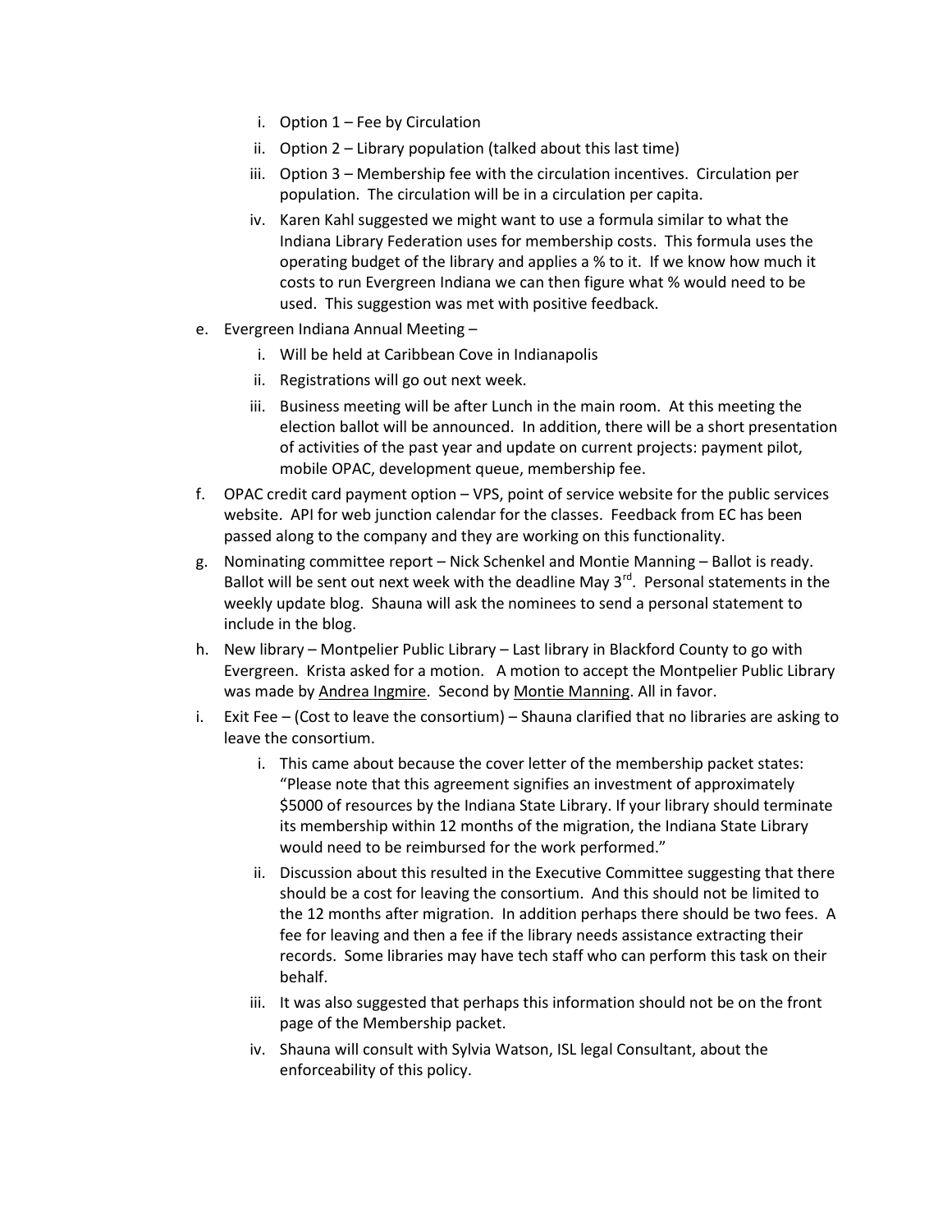i. Option 1 – Fee by Circulation
   ii. Option 2 – Library population (talked about this last time)
   iii. Option 3 – Membership fee with the circulation incentives. Circulation per population. The circulation will be in a circulation per capita.
   iv. Karen Kahl suggested we might want to use a formula similar to what the Indiana Library Federation uses for membership costs. This formula uses the operating budget of the library and applies a % to it. If we know how much it costs to run Evergreen Indiana we can then figure what % would need to be used. This suggestion was met with positive feedback.

e. Evergreen Indiana Annual Meeting –
   i. Will be held at Caribbean Cove in Indianapolis
   ii. Registrations will go out next week.
   iii. Business meeting will be after Lunch in the main room. At this meeting the election ballot will be announced. In addition, there will be a short presentation of activities of the past year and update on current projects: payment pilot, mobile OPAC, development queue, membership fee.

f. OPAC credit card payment option – VPS, point of service website for the public services website. API for web junction calendar for the classes. Feedback from EC has been passed along to the company and they are working on this functionality.

g. Nominating committee report – Nick Schenkel and Montie Manning – Ballot is ready. Ballot will be sent out next week with the deadline May 3rd. Personal statements in the weekly update blog. Shauna will ask the nominees to send a personal statement to include in the blog.

h. New library – Montpelier Public Library – Last library in Blackford County to go with Evergreen. Krista asked for a motion. A motion to accept the Montpelier Public Library was made by <u>Andrea Ingmire</u>. Second by <u>Montie Manning</u>. All in favor.

i. Exit Fee – (Cost to leave the consortium) – Shauna clarified that no libraries are asking to leave the consortium.
   i. This came about because the cover letter of the membership packet states: "Please note that this agreement signifies an investment of approximately $5000 of resources by the Indiana State Library. If your library should terminate its membership within 12 months of the migration, the Indiana State Library would need to be reimbursed for the work performed."
   ii. Discussion about this resulted in the Executive Committee suggesting that there should be a cost for leaving the consortium. And this should not be limited to the 12 months after migration. In addition perhaps there should be two fees. A fee for leaving and then a fee if the library needs assistance extracting their records. Some libraries may have tech staff who can perform this task on their behalf.
   iii. It was also suggested that perhaps this information should not be on the front page of the Membership packet.
   iv. Shauna will consult with Sylvia Watson, ISL legal Consultant, about the enforceability of this policy.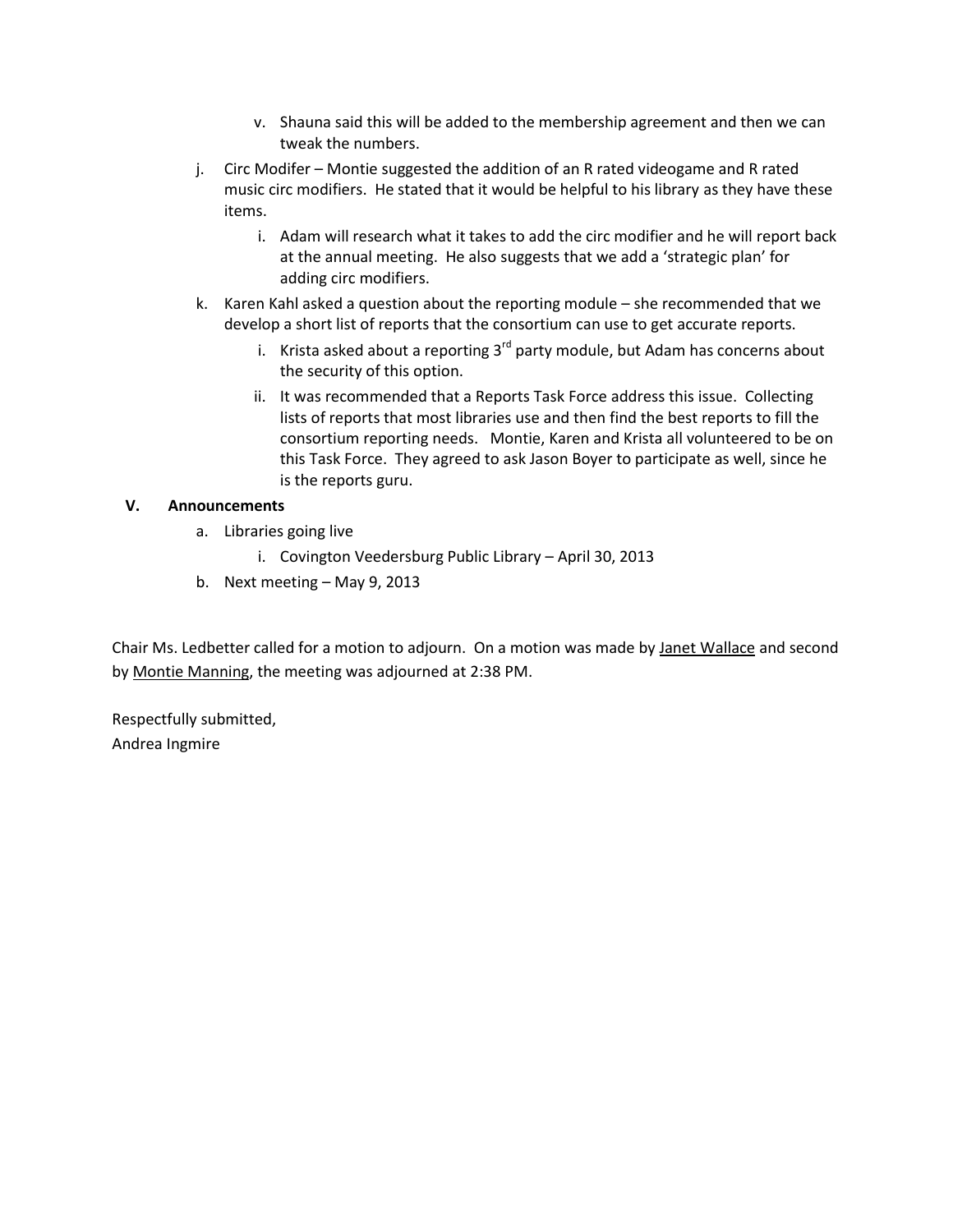v. Shauna said this will be added to the membership agreement and then we can tweak the numbers.

j. Circ Modifer – Montie suggested the addition of an R rated videogame and R rated music circ modifiers. He stated that it would be helpful to his library as they have these items.
   i. Adam will research what it takes to add the circ modifier and he will report back at the annual meeting. He also suggests that we add a 'strategic plan' for adding circ modifiers.

k. Karen Kahl asked a question about the reporting module – she recommended that we develop a short list of reports that the consortium can use to get accurate reports.
   i. Krista asked about a reporting 3rd party module, but Adam has concerns about the security of this option.
   ii. It was recommended that a Reports Task Force address this issue. Collecting lists of reports that most libraries use and then find the best reports to fill the consortium reporting needs. Montie, Karen and Krista all volunteered to be on this Task Force. They agreed to ask Jason Boyer to participate as well, since he is the reports guru.

**V. Announcements**

a. Libraries going live
   i. Covington Veedersburg Public Library – April 30, 2013

b. Next meeting – May 9, 2013

Chair Ms. Ledbetter called for a motion to adjourn. On a motion was made by <u>Janet Wallace</u> and second by <u>Montie Manning</u>, the meeting was adjourned at 2:38 PM.

Respectfully submitted,
Andrea Ingmire